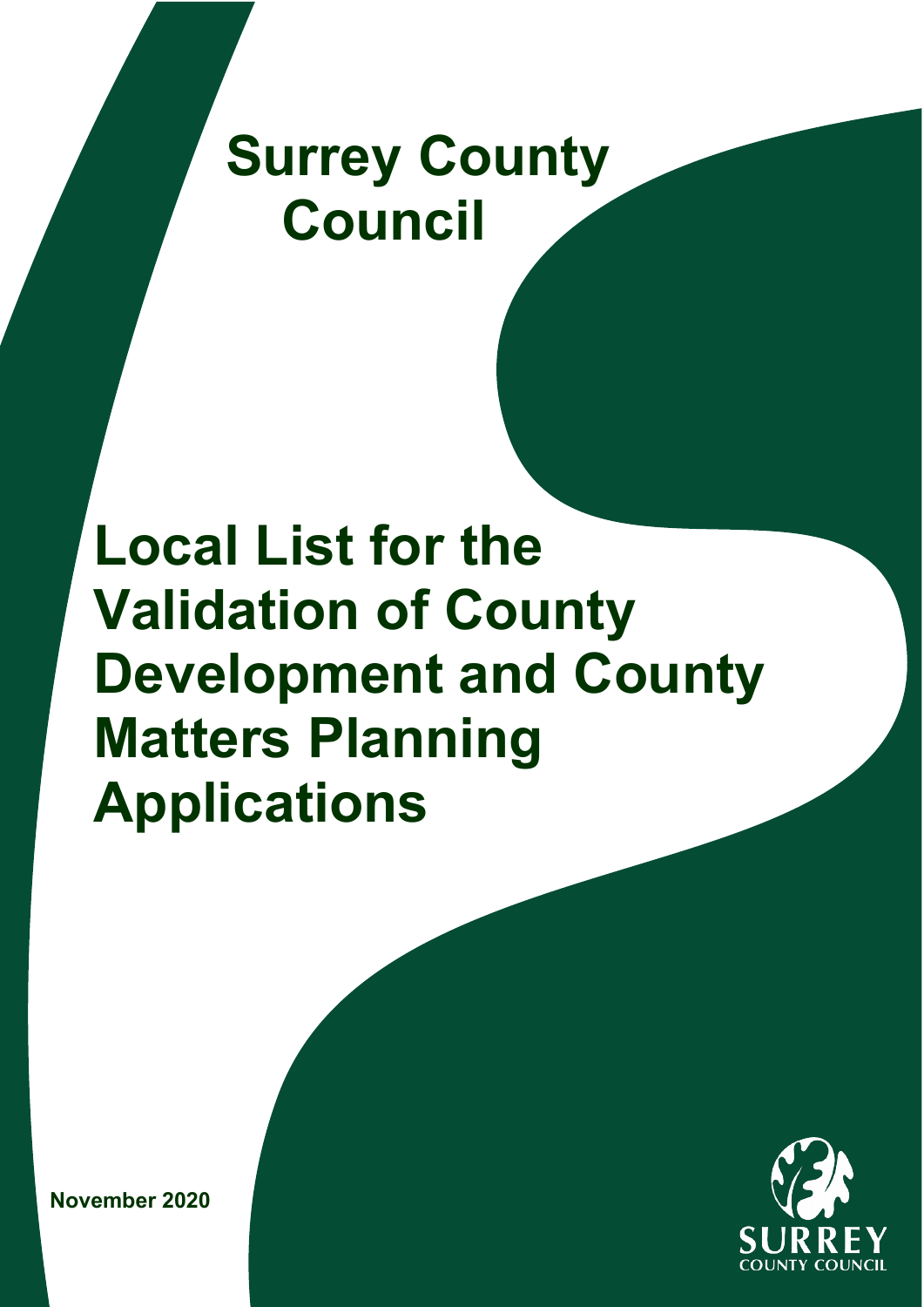# Surrey County Council

# Local List for the Validation of County Development and County Matters Planning Applications

**November 2020**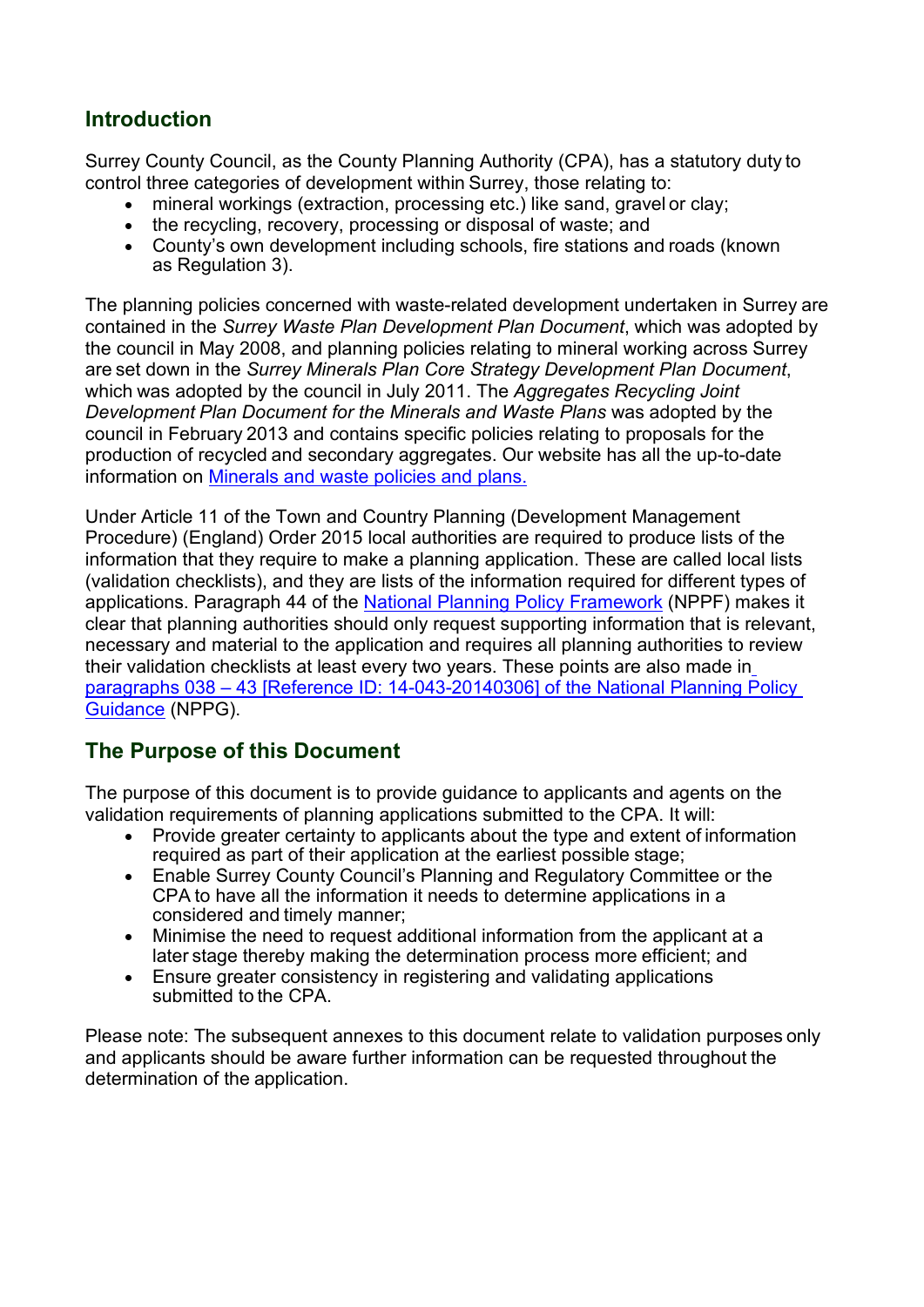## Introduction

Surrey County Council, as the County Planning Authority (CPA), has a statutory duty to control three categories of development within Surrey, those relating to:

- mineral workings (extraction, processing etc.) like sand, gravel or clay;
- the recycling, recovery, processing or disposal of waste; and
- County's own development including schools, fire stations and roads (known as Regulation 3).

The planning policies concerned with waste-related development undertaken in Surrey are contained in the *Surrey Waste Plan Development Plan Document*, which was adopted by the council in May 2008, and planning policies relating to mineral working across Surrey are set down in the *Surrey Minerals Plan Core Strategy Development Plan Document*, which was adopted by the council in July 2011. The *Aggregates Recycling Joint Development Plan Document for the Minerals and Waste Plans* was adopted by the council in February 2013 and contains specific policies relating to proposals for the production of recycled and secondary aggregates. Our website has all the up-to-date information on Minerals and waste policies and plans.

Under Article 11 of the Town and Country Planning (Development Management Procedure) (England) Order 2015 local authorities are required to produce lists of the information that they require to make a planning application. These are called local lists (validation checklists), and they are lists of the information required for different types of applications. Paragraph 44 of the National Planning Policy Framework (NPPF) makes it clear that planning authorities should only request supporting information that is relevant, necessary and material to the application and requires all planning authorities to review their validation checklists at least every two years. These points are also made in paragraphs 038 – 43 [Reference ID: 14-043-20140306] of the National Planning Policy Guidance (NPPG).

## The Purpose of this Document

The purpose of this document is to provide guidance to applicants and agents on the validation requirements of planning applications submitted to the CPA. It will:

- Provide greater certainty to applicants about the type and extent of information required as part of their application at the earliest possible stage;
- Enable Surrey County Council's Planning and Regulatory Committee or the CPA to have all the information it needs to determine applications in a considered and timely manner;
- Minimise the need to request additional information from the applicant at a later stage thereby making the determination process more efficient; and
- Ensure greater consistency in registering and validating applications submitted to the CPA.

Please note: The subsequent annexes to this document relate to validation purposes only and applicants should be aware further information can be requested throughout the determination of the application.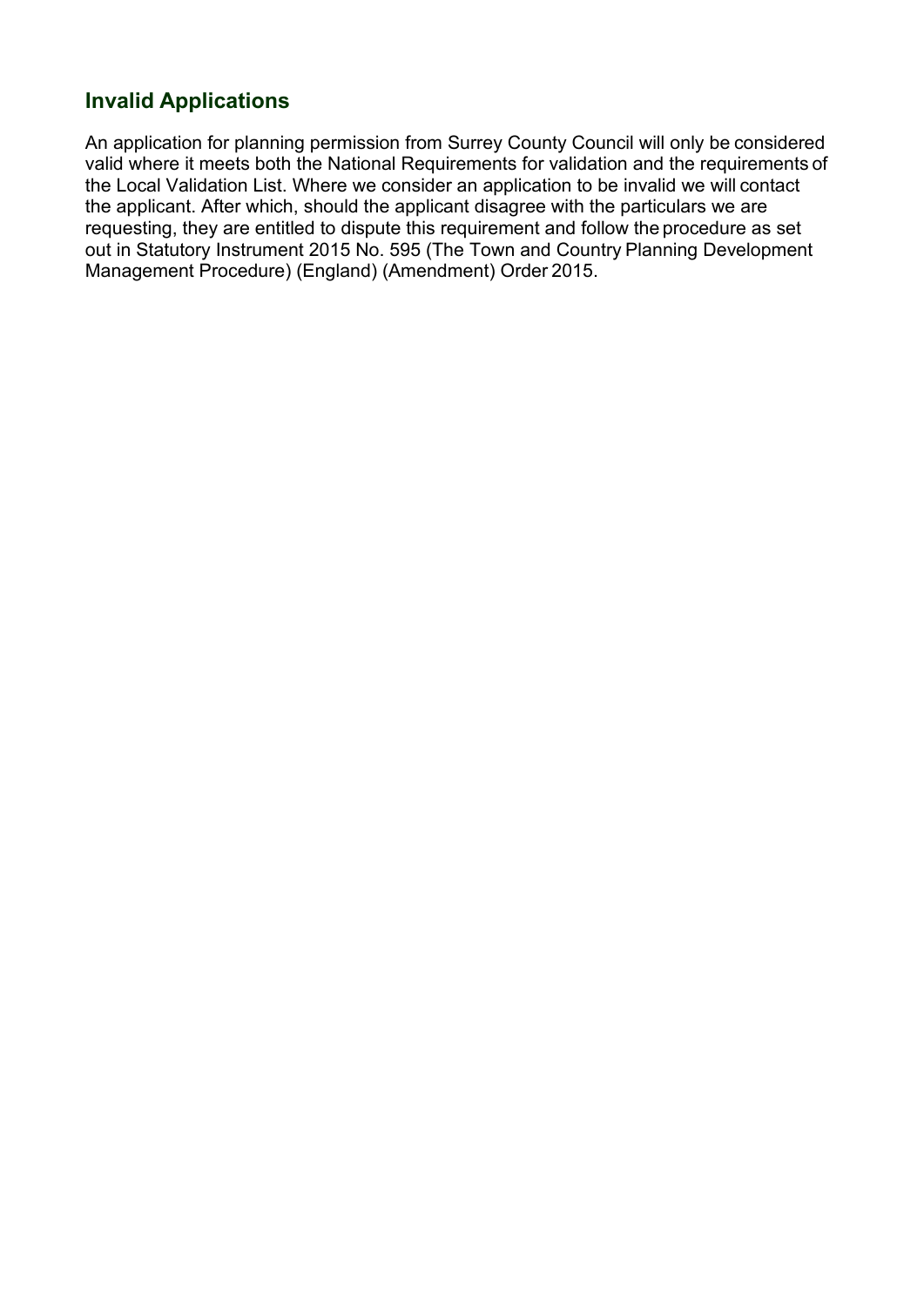## Invalid Applications

An application for planning permission from Surrey County Council will only be considered valid where it meets both the National Requirements for validation and the requirements of the Local Validation List. Where we consider an application to be invalid we will contact the applicant. After which, should the applicant disagree with the particulars we are requesting, they are entitled to dispute this requirement and follow the procedure as set out in Statutory Instrument 2015 No. 595 (The Town and Country Planning Development Management Procedure) (England) (Amendment) Order 2015.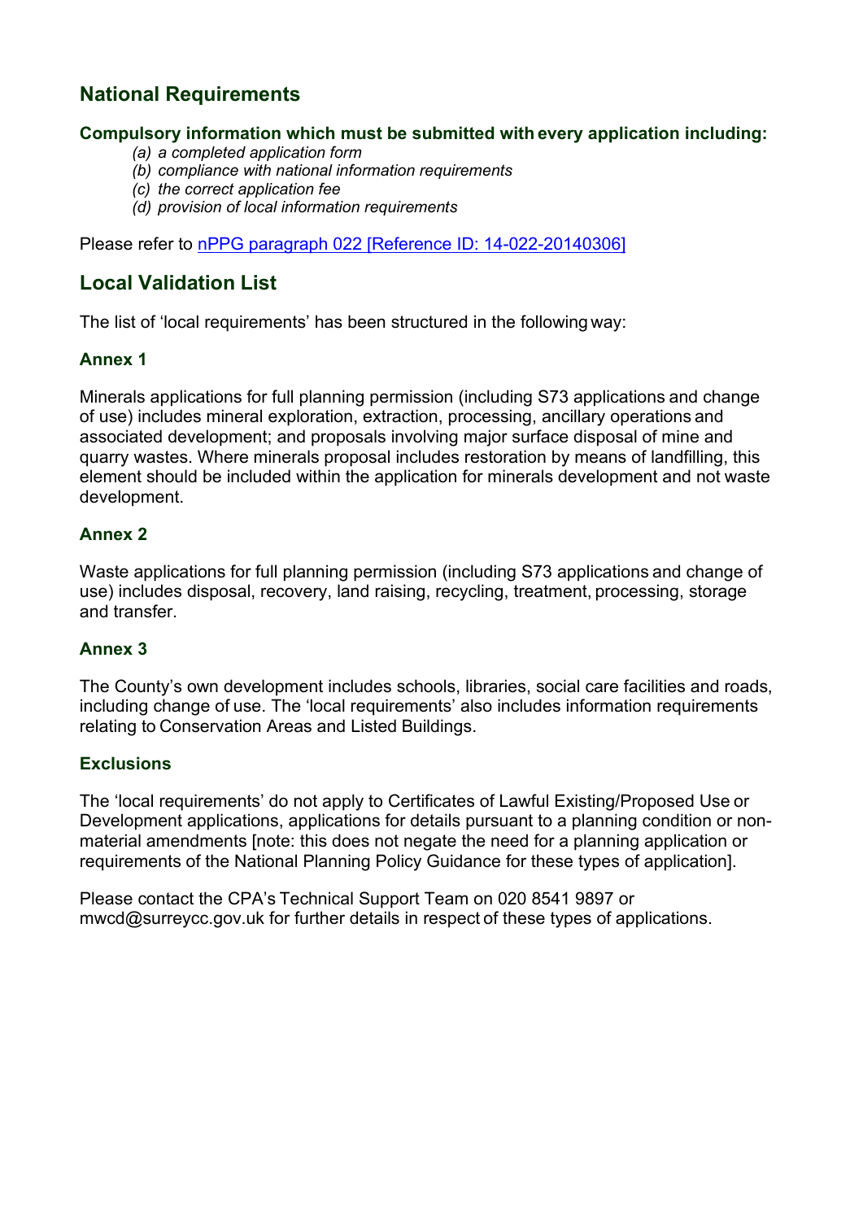## National Requirements

### Compulsory information which must be submitted with every application including:

*(a) a completed application form*
*(b) compliance with national information requirements*
*(c) the correct application fee*
*(d) provision of local information requirements*

Please refer to [nPPG paragraph 022 [Reference ID: 14-022-20140306]]

## Local Validation List

The list of 'local requirements' has been structured in the following way:

### Annex 1

Minerals applications for full planning permission (including S73 applications and change of use) includes mineral exploration, extraction, processing, ancillary operations and associated development; and proposals involving major surface disposal of mine and quarry wastes. Where minerals proposal includes restoration by means of landfilling, this element should be included within the application for minerals development and not waste development.

### Annex 2

Waste applications for full planning permission (including S73 applications and change of use) includes disposal, recovery, land raising, recycling, treatment, processing, storage and transfer.

### Annex 3

The County's own development includes schools, libraries, social care facilities and roads, including change of use. The 'local requirements' also includes information requirements relating to Conservation Areas and Listed Buildings.

### Exclusions

The 'local requirements' do not apply to Certificates of Lawful Existing/Proposed Use or Development applications, applications for details pursuant to a planning condition or non-material amendments [note: this does not negate the need for a planning application or requirements of the National Planning Policy Guidance for these types of application].

Please contact the CPA's Technical Support Team on 020 8541 9897 or mwcd@surreycc.gov.uk for further details in respect of these types of applications.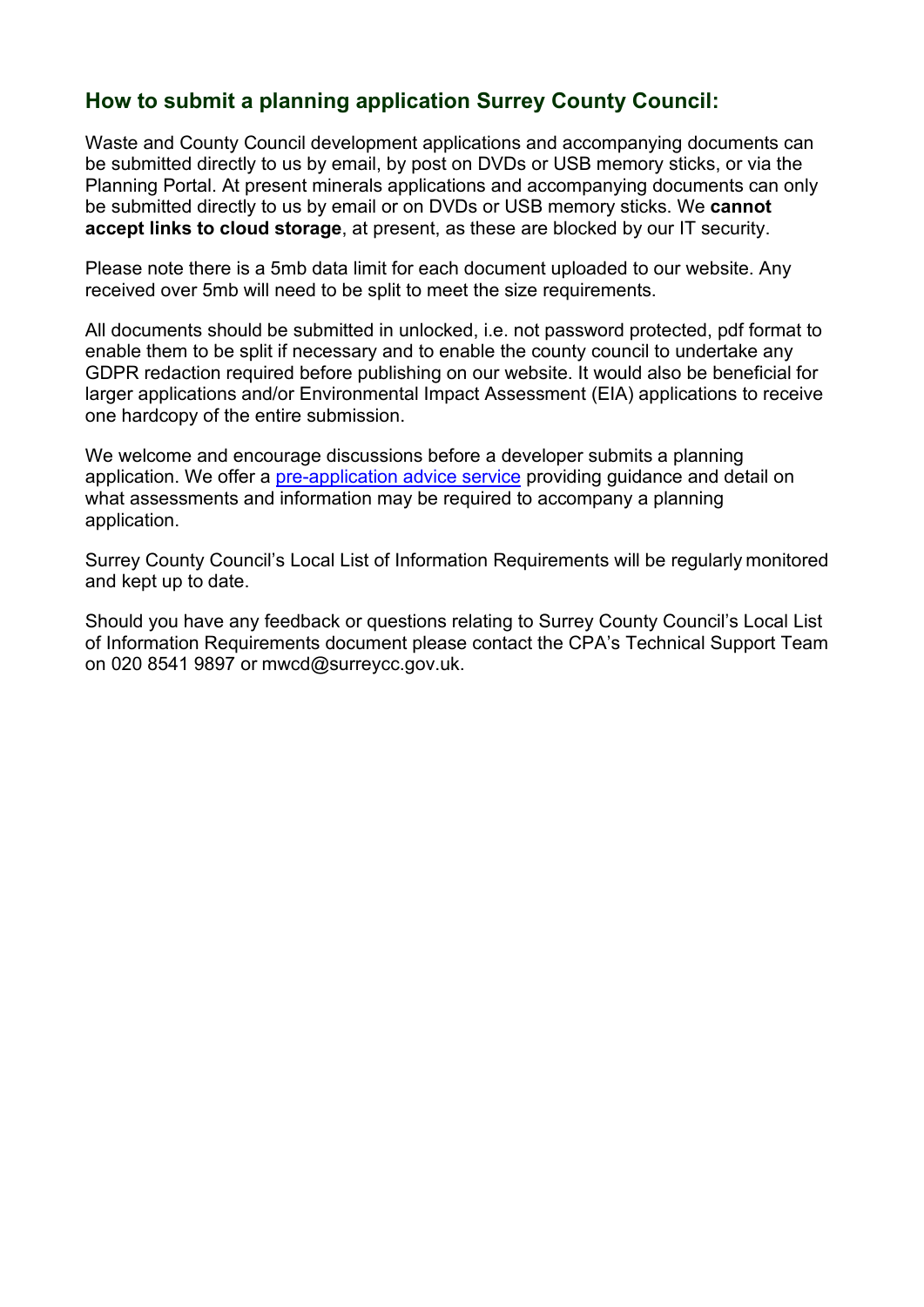## How to submit a planning application Surrey County Council:

Waste and County Council development applications and accompanying documents can be submitted directly to us by email, by post on DVDs or USB memory sticks, or via the Planning Portal. At present minerals applications and accompanying documents can only be submitted directly to us by email or on DVDs or USB memory sticks. We **cannot accept links to cloud storage**, at present, as these are blocked by our IT security.

Please note there is a 5mb data limit for each document uploaded to our website. Any received over 5mb will need to be split to meet the size requirements.

All documents should be submitted in unlocked, i.e. not password protected, pdf format to enable them to be split if necessary and to enable the county council to undertake any GDPR redaction required before publishing on our website. It would also be beneficial for larger applications and/or Environmental Impact Assessment (EIA) applications to receive one hardcopy of the entire submission.

We welcome and encourage discussions before a developer submits a planning application. We offer a pre-application advice service providing guidance and detail on what assessments and information may be required to accompany a planning application.

Surrey County Council's Local List of Information Requirements will be regularly monitored and kept up to date.

Should you have any feedback or questions relating to Surrey County Council's Local List of Information Requirements document please contact the CPA's Technical Support Team on 020 8541 9897 or mwcd@surreycc.gov.uk.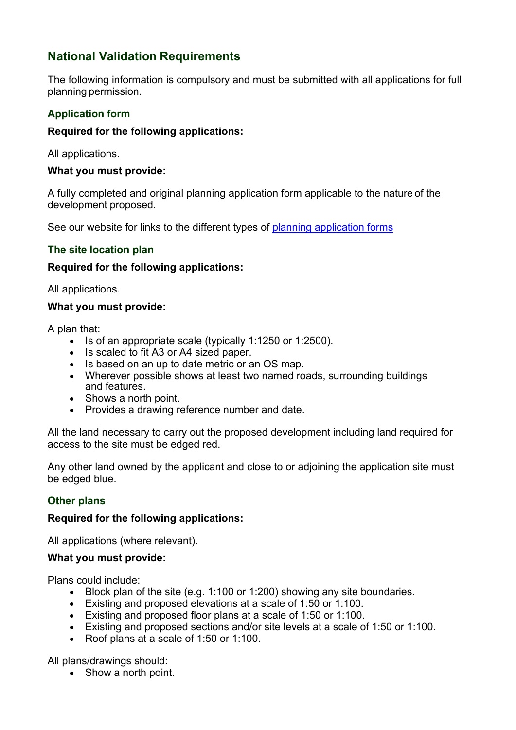## National Validation Requirements

The following information is compulsory and must be submitted with all applications for full planning permission.

### Application form

**Required for the following applications:**

All applications.

**What you must provide:**

A fully completed and original planning application form applicable to the nature of the development proposed.

See our website for links to the different types of [planning application forms]()

### The site location plan

**Required for the following applications:**

All applications.

**What you must provide:**

A plan that:

- Is of an appropriate scale (typically 1:1250 or 1:2500).
- Is scaled to fit A3 or A4 sized paper.
- Is based on an up to date metric or an OS map.
- Wherever possible shows at least two named roads, surrounding buildings and features.
- Shows a north point.
- Provides a drawing reference number and date.

All the land necessary to carry out the proposed development including land required for access to the site must be edged red.

Any other land owned by the applicant and close to or adjoining the application site must be edged blue.

### Other plans

**Required for the following applications:**

All applications (where relevant).

**What you must provide:**

Plans could include:

- Block plan of the site (e.g. 1:100 or 1:200) showing any site boundaries.
- Existing and proposed elevations at a scale of 1:50 or 1:100.
- Existing and proposed floor plans at a scale of 1:50 or 1:100.
- Existing and proposed sections and/or site levels at a scale of 1:50 or 1:100.
- Roof plans at a scale of 1:50 or 1:100.

All plans/drawings should:

- Show a north point.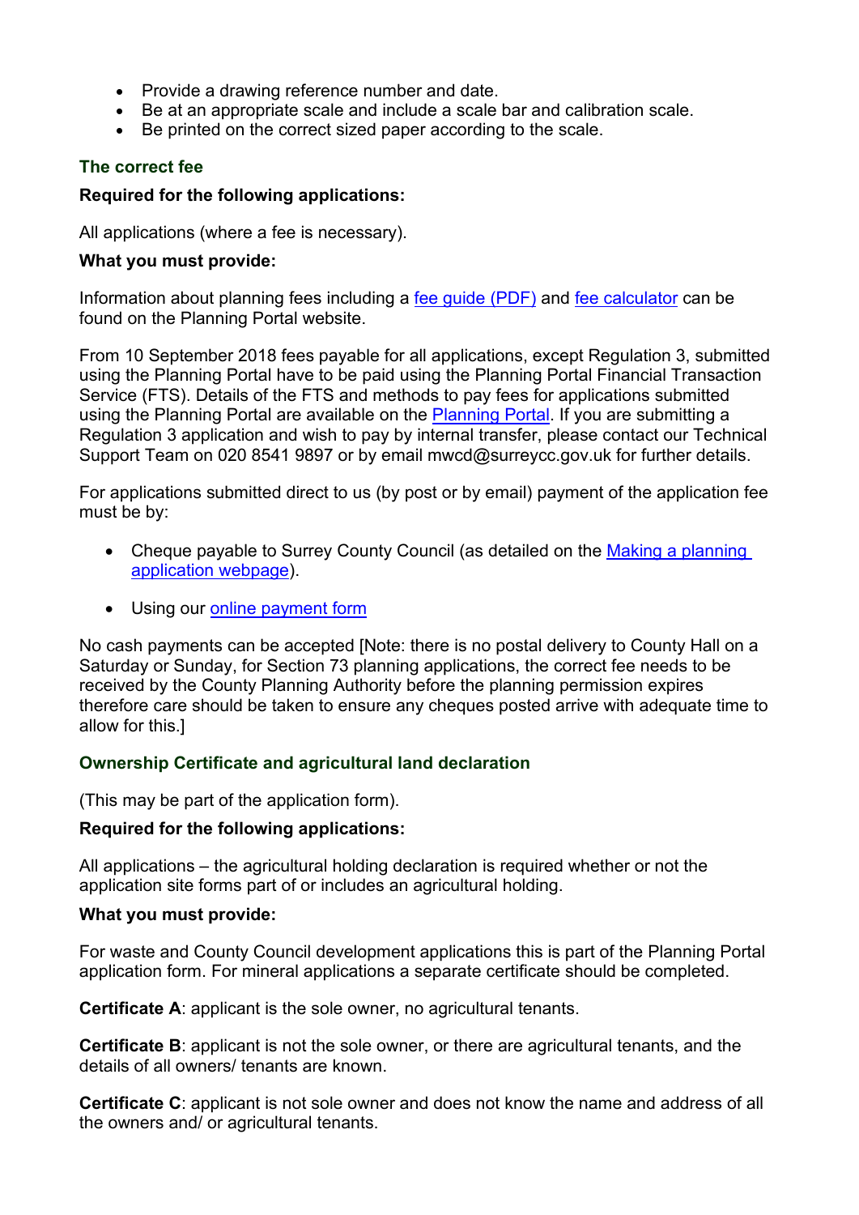- Provide a drawing reference number and date.
- Be at an appropriate scale and include a scale bar and calibration scale.
- Be printed on the correct sized paper according to the scale.

### The correct fee

**Required for the following applications:**

All applications (where a fee is necessary).

**What you must provide:**

Information about planning fees including a fee guide (PDF) and fee calculator can be found on the Planning Portal website.

From 10 September 2018 fees payable for all applications, except Regulation 3, submitted using the Planning Portal have to be paid using the Planning Portal Financial Transaction Service (FTS). Details of the FTS and methods to pay fees for applications submitted using the Planning Portal are available on the Planning Portal. If you are submitting a Regulation 3 application and wish to pay by internal transfer, please contact our Technical Support Team on 020 8541 9897 or by email mwcd@surreycc.gov.uk for further details.

For applications submitted direct to us (by post or by email) payment of the application fee must be by:

- Cheque payable to Surrey County Council (as detailed on the Making a planning application webpage).
- Using our online payment form

No cash payments can be accepted [Note: there is no postal delivery to County Hall on a Saturday or Sunday, for Section 73 planning applications, the correct fee needs to be received by the County Planning Authority before the planning permission expires therefore care should be taken to ensure any cheques posted arrive with adequate time to allow for this.]

### Ownership Certificate and agricultural land declaration

(This may be part of the application form).

**Required for the following applications:**

All applications – the agricultural holding declaration is required whether or not the application site forms part of or includes an agricultural holding.

**What you must provide:**

For waste and County Council development applications this is part of the Planning Portal application form. For mineral applications a separate certificate should be completed.

**Certificate A**: applicant is the sole owner, no agricultural tenants.

**Certificate B**: applicant is not the sole owner, or there are agricultural tenants, and the details of all owners/ tenants are known.

**Certificate C**: applicant is not sole owner and does not know the name and address of all the owners and/ or agricultural tenants.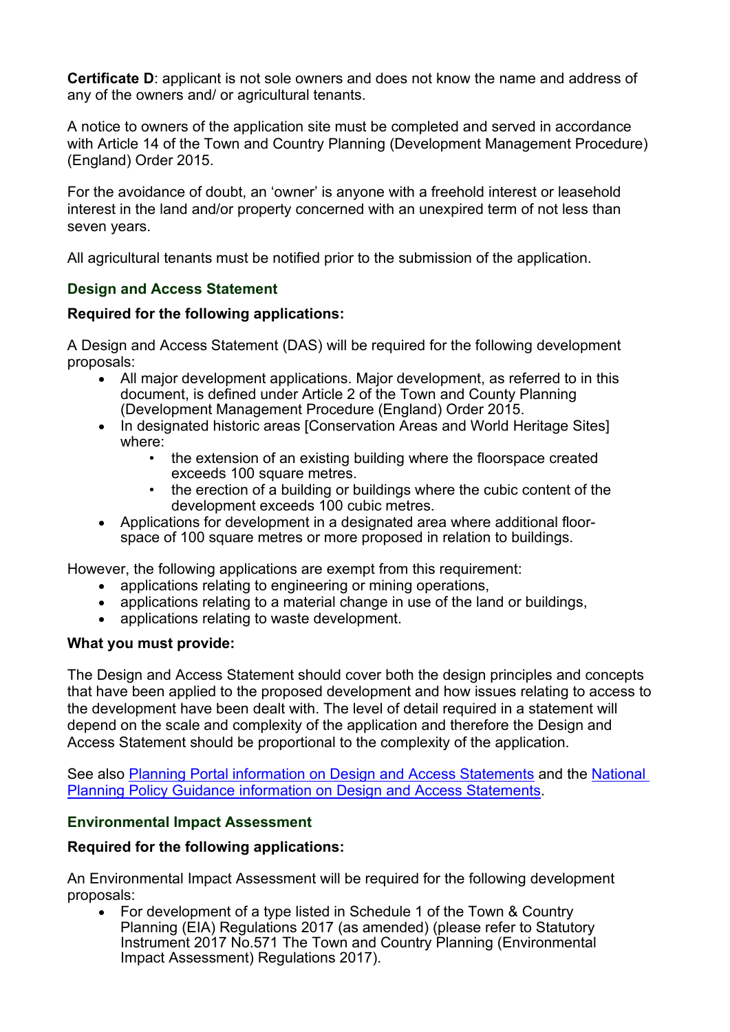**Certificate D**: applicant is not sole owners and does not know the name and address of any of the owners and/ or agricultural tenants.

A notice to owners of the application site must be completed and served in accordance with Article 14 of the Town and Country Planning (Development Management Procedure) (England) Order 2015.

For the avoidance of doubt, an 'owner' is anyone with a freehold interest or leasehold interest in the land and/or property concerned with an unexpired term of not less than seven years.

All agricultural tenants must be notified prior to the submission of the application.

### Design and Access Statement

**Required for the following applications:**

A Design and Access Statement (DAS) will be required for the following development proposals:

- All major development applications. Major development, as referred to in this document, is defined under Article 2 of the Town and County Planning (Development Management Procedure (England) Order 2015.
- In designated historic areas [Conservation Areas and World Heritage Sites] where:
    - the extension of an existing building where the floorspace created exceeds 100 square metres.
    - the erection of a building or buildings where the cubic content of the development exceeds 100 cubic metres.
- Applications for development in a designated area where additional floor-space of 100 square metres or more proposed in relation to buildings.

However, the following applications are exempt from this requirement:

- applications relating to engineering or mining operations,
- applications relating to a material change in use of the land or buildings,
- applications relating to waste development.

**What you must provide:**

The Design and Access Statement should cover both the design principles and concepts that have been applied to the proposed development and how issues relating to access to the development have been dealt with. The level of detail required in a statement will depend on the scale and complexity of the application and therefore the Design and Access Statement should be proportional to the complexity of the application.

See also [Planning Portal information on Design and Access Statements]() and the [National Planning Policy Guidance information on Design and Access Statements]().

### Environmental Impact Assessment

**Required for the following applications:**

An Environmental Impact Assessment will be required for the following development proposals:

- For development of a type listed in Schedule 1 of the Town & Country Planning (EIA) Regulations 2017 (as amended) (please refer to Statutory Instrument 2017 No.571 The Town and Country Planning (Environmental Impact Assessment) Regulations 2017).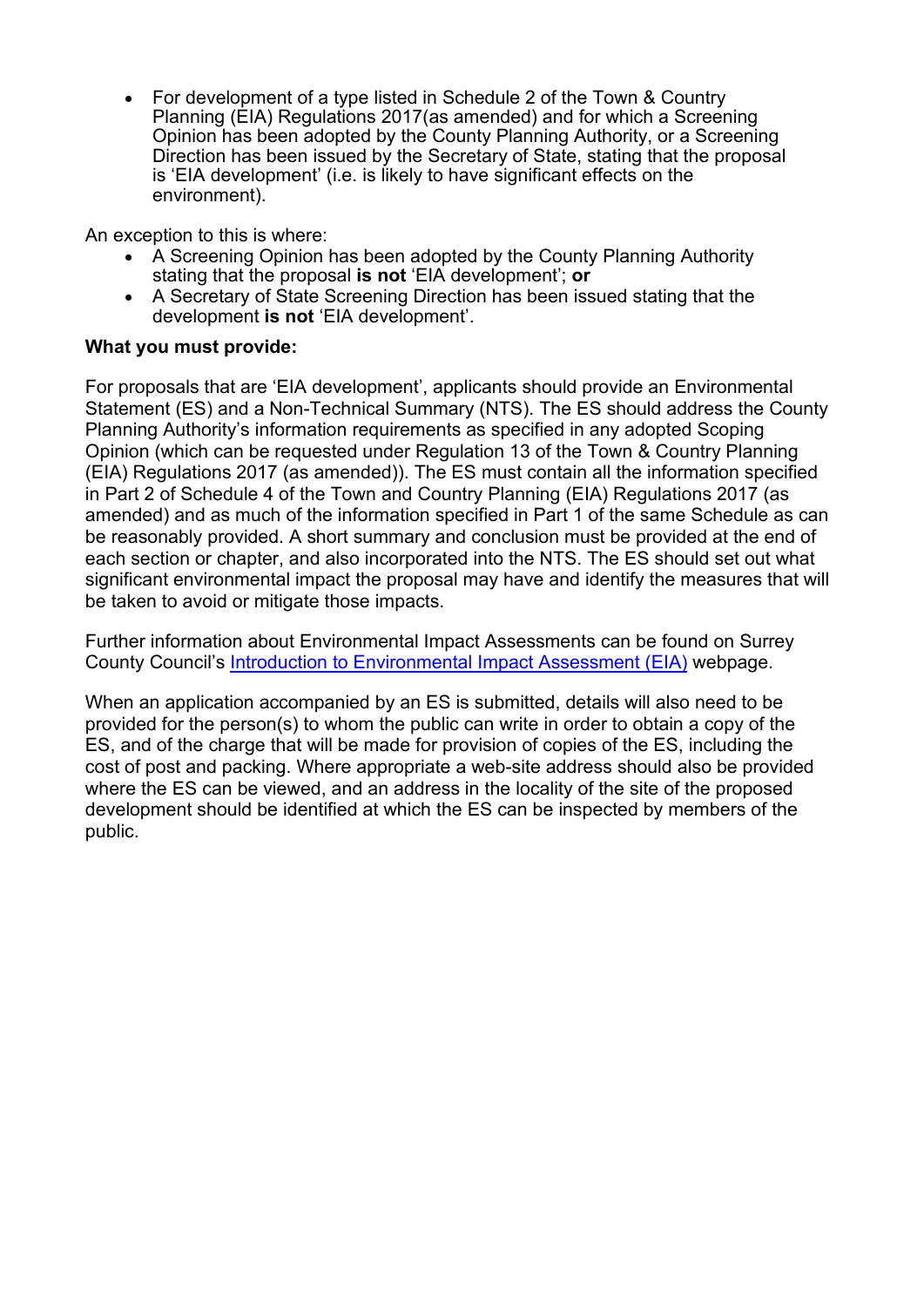- For development of a type listed in Schedule 2 of the Town & Country Planning (EIA) Regulations 2017(as amended) and for which a Screening Opinion has been adopted by the County Planning Authority, or a Screening Direction has been issued by the Secretary of State, stating that the proposal is 'EIA development' (i.e. is likely to have significant effects on the environment).

An exception to this is where:

- A Screening Opinion has been adopted by the County Planning Authority stating that the proposal **is not** 'EIA development'; **or**
- A Secretary of State Screening Direction has been issued stating that the development **is not** 'EIA development'.

**What you must provide:**

For proposals that are 'EIA development', applicants should provide an Environmental Statement (ES) and a Non-Technical Summary (NTS). The ES should address the County Planning Authority's information requirements as specified in any adopted Scoping Opinion (which can be requested under Regulation 13 of the Town & Country Planning (EIA) Regulations 2017 (as amended)). The ES must contain all the information specified in Part 2 of Schedule 4 of the Town and Country Planning (EIA) Regulations 2017 (as amended) and as much of the information specified in Part 1 of the same Schedule as can be reasonably provided. A short summary and conclusion must be provided at the end of each section or chapter, and also incorporated into the NTS. The ES should set out what significant environmental impact the proposal may have and identify the measures that will be taken to avoid or mitigate those impacts.

Further information about Environmental Impact Assessments can be found on Surrey County Council's [Introduction to Environmental Impact Assessment (EIA)]() webpage.

When an application accompanied by an ES is submitted, details will also need to be provided for the person(s) to whom the public can write in order to obtain a copy of the ES, and of the charge that will be made for provision of copies of the ES, including the cost of post and packing. Where appropriate a web-site address should also be provided where the ES can be viewed, and an address in the locality of the site of the proposed development should be identified at which the ES can be inspected by members of the public.